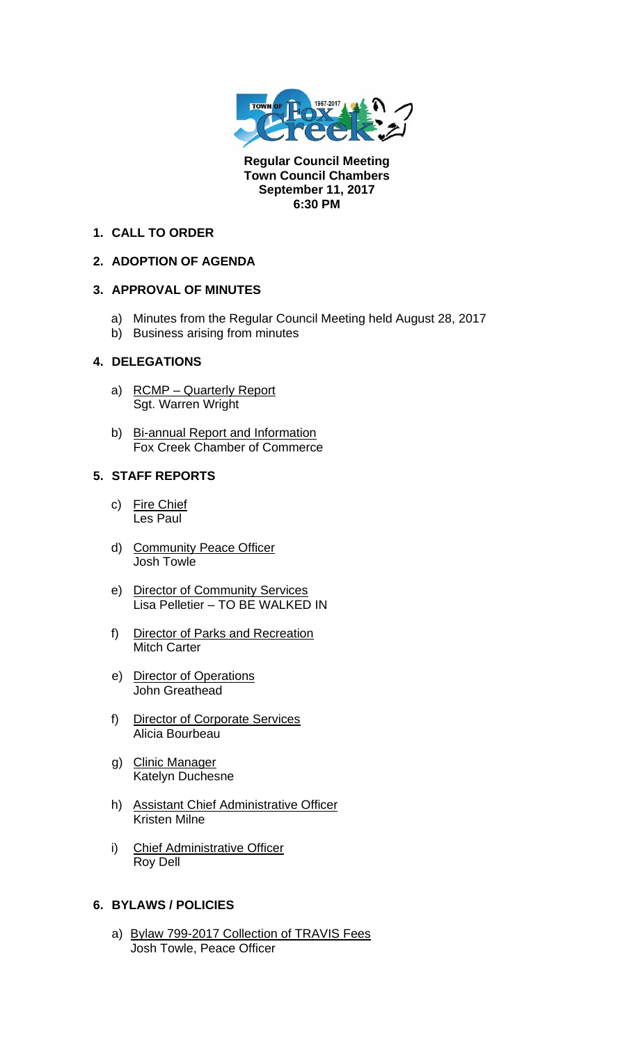**Regular Council Meeting**
**Town Council Chambers**
**September 11, 2017**
**6:30 PM**

**1. CALL TO ORDER**

**2. ADOPTION OF AGENDA**

**3. APPROVAL OF MINUTES**

a) Minutes from the Regular Council Meeting held August 28, 2017
b) Business arising from minutes

**4. DELEGATIONS**

a) RCMP – Quarterly Report
Sgt. Warren Wright

b) Bi-annual Report and Information
Fox Creek Chamber of Commerce

**5. STAFF REPORTS**

c) Fire Chief
Les Paul

d) Community Peace Officer
Josh Towle

e) Director of Community Services
Lisa Pelletier – TO BE WALKED IN

f) Director of Parks and Recreation
Mitch Carter

e) Director of Operations
John Greathead

f) Director of Corporate Services
Alicia Bourbeau

g) Clinic Manager
Katelyn Duchesne

h) Assistant Chief Administrative Officer
Kristen Milne

i) Chief Administrative Officer
Roy Dell

**6. BYLAWS / POLICIES**

a) Bylaw 799-2017 Collection of TRAVIS Fees
Josh Towle, Peace Officer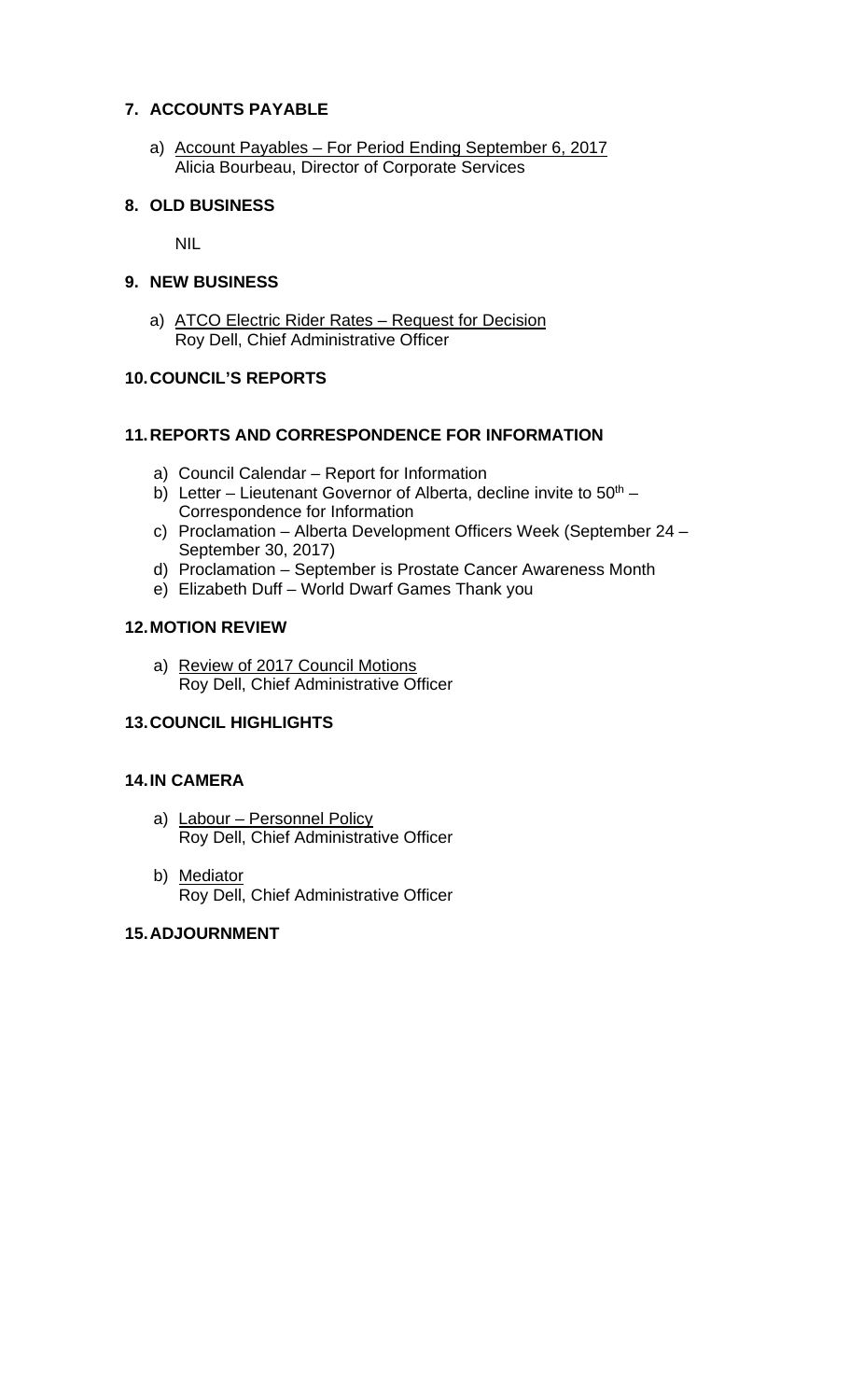## 7. ACCOUNTS PAYABLE

a) Account Payables – For Period Ending September 6, 2017
   Alicia Bourbeau, Director of Corporate Services

## 8. OLD BUSINESS

NIL

## 9. NEW BUSINESS

a) ATCO Electric Rider Rates – Request for Decision
   Roy Dell, Chief Administrative Officer

## 10. COUNCIL'S REPORTS

## 11. REPORTS AND CORRESPONDENCE FOR INFORMATION

a) Council Calendar – Report for Information
b) Letter – Lieutenant Governor of Alberta, decline invite to 50th – Correspondence for Information
c) Proclamation – Alberta Development Officers Week (September 24 – September 30, 2017)
d) Proclamation – September is Prostate Cancer Awareness Month
e) Elizabeth Duff – World Dwarf Games Thank you

## 12. MOTION REVIEW

a) Review of 2017 Council Motions
   Roy Dell, Chief Administrative Officer

## 13. COUNCIL HIGHLIGHTS

## 14. IN CAMERA

a) Labour – Personnel Policy
   Roy Dell, Chief Administrative Officer

b) Mediator
   Roy Dell, Chief Administrative Officer

## 15. ADJOURNMENT